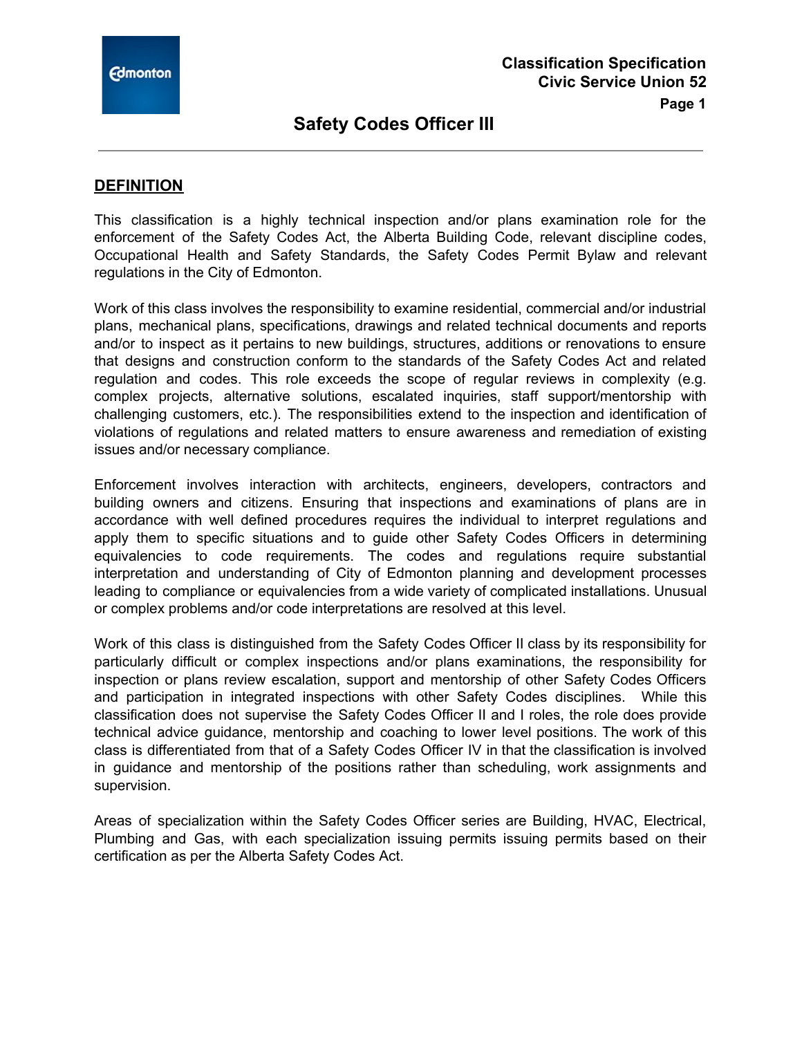Classification Specification
Civic Service Union 52

# Safety Codes Officer III

## DEFINITION

This classification is a highly technical inspection and/or plans examination role for the enforcement of the Safety Codes Act, the Alberta Building Code, relevant discipline codes, Occupational Health and Safety Standards, the Safety Codes Permit Bylaw and relevant regulations in the City of Edmonton.

Work of this class involves the responsibility to examine residential, commercial and/or industrial plans, mechanical plans, specifications, drawings and related technical documents and reports and/or to inspect as it pertains to new buildings, structures, additions or renovations to ensure that designs and construction conform to the standards of the Safety Codes Act and related regulation and codes. This role exceeds the scope of regular reviews in complexity (e.g. complex projects, alternative solutions, escalated inquiries, staff support/mentorship with challenging customers, etc.). The responsibilities extend to the inspection and identification of violations of regulations and related matters to ensure awareness and remediation of existing issues and/or necessary compliance.

Enforcement involves interaction with architects, engineers, developers, contractors and building owners and citizens. Ensuring that inspections and examinations of plans are in accordance with well defined procedures requires the individual to interpret regulations and apply them to specific situations and to guide other Safety Codes Officers in determining equivalencies to code requirements. The codes and regulations require substantial interpretation and understanding of City of Edmonton planning and development processes leading to compliance or equivalencies from a wide variety of complicated installations. Unusual or complex problems and/or code interpretations are resolved at this level.

Work of this class is distinguished from the Safety Codes Officer II class by its responsibility for particularly difficult or complex inspections and/or plans examinations, the responsibility for inspection or plans review escalation, support and mentorship of other Safety Codes Officers and participation in integrated inspections with other Safety Codes disciplines. While this classification does not supervise the Safety Codes Officer II and I roles, the role does provide technical advice guidance, mentorship and coaching to lower level positions. The work of this class is differentiated from that of a Safety Codes Officer IV in that the classification is involved in guidance and mentorship of the positions rather than scheduling, work assignments and supervision.

Areas of specialization within the Safety Codes Officer series are Building, HVAC, Electrical, Plumbing and Gas, with each specialization issuing permits issuing permits based on their certification as per the Alberta Safety Codes Act.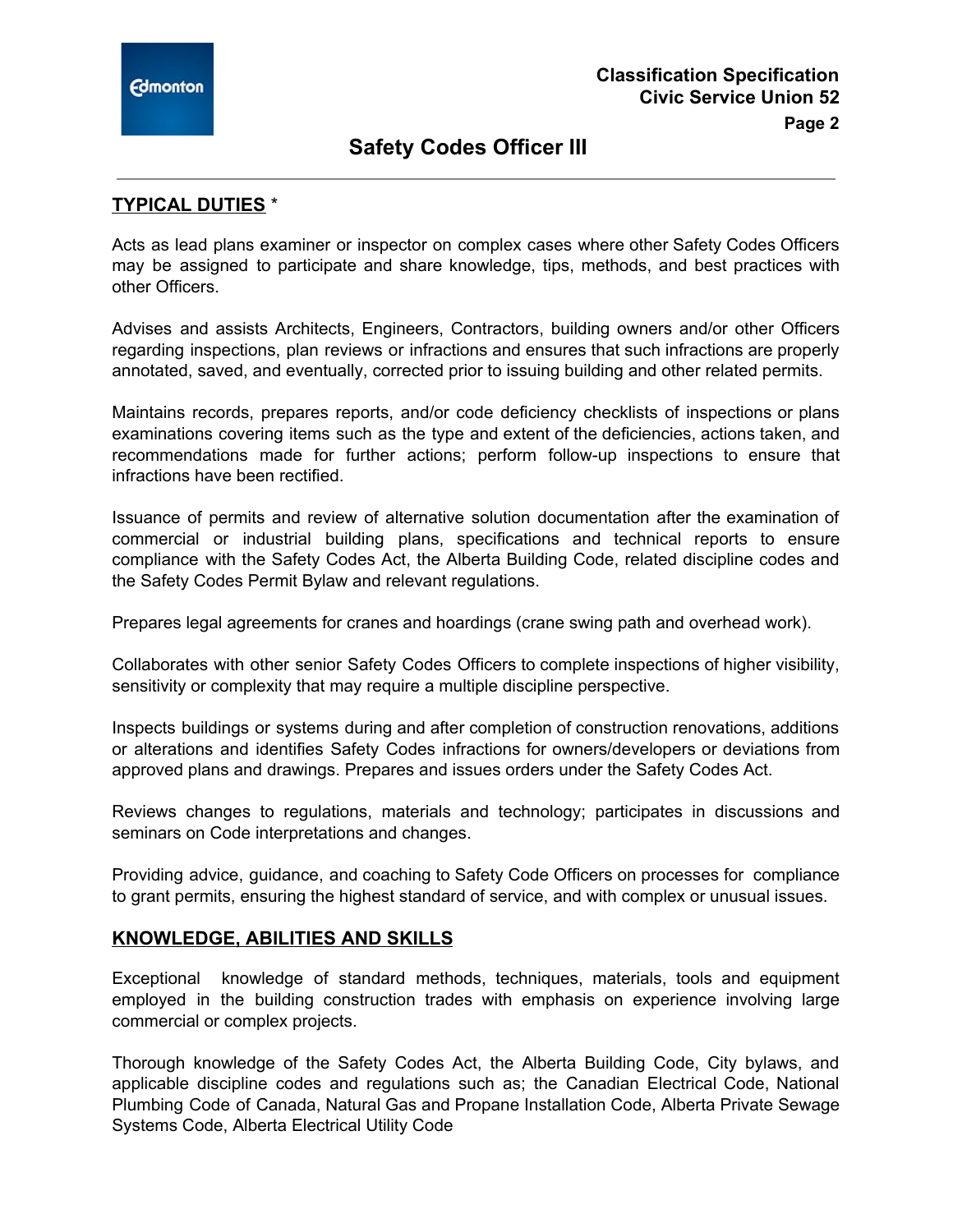## TYPICAL DUTIES *

Acts as lead plans examiner or inspector on complex cases where other Safety Codes Officers may be assigned to participate and share knowledge, tips, methods, and best practices with other Officers.

Advises and assists Architects, Engineers, Contractors, building owners and/or other Officers regarding inspections, plan reviews or infractions and ensures that such infractions are properly annotated, saved, and eventually, corrected prior to issuing building and other related permits.

Maintains records, prepares reports, and/or code deficiency checklists of inspections or plans examinations covering items such as the type and extent of the deficiencies, actions taken, and recommendations made for further actions; perform follow-up inspections to ensure that infractions have been rectified.

Issuance of permits and review of alternative solution documentation after the examination of commercial or industrial building plans, specifications and technical reports to ensure compliance with the Safety Codes Act, the Alberta Building Code, related discipline codes and the Safety Codes Permit Bylaw and relevant regulations.

Prepares legal agreements for cranes and hoardings (crane swing path and overhead work).

Collaborates with other senior Safety Codes Officers to complete inspections of higher visibility, sensitivity or complexity that may require a multiple discipline perspective.

Inspects buildings or systems during and after completion of construction renovations, additions or alterations and identifies Safety Codes infractions for owners/developers or deviations from approved plans and drawings. Prepares and issues orders under the Safety Codes Act.

Reviews changes to regulations, materials and technology; participates in discussions and seminars on Code interpretations and changes.

Providing advice, guidance, and coaching to Safety Code Officers on processes for compliance to grant permits, ensuring the highest standard of service, and with complex or unusual issues.

## KNOWLEDGE, ABILITIES AND SKILLS

Exceptional knowledge of standard methods, techniques, materials, tools and equipment employed in the building construction trades with emphasis on experience involving large commercial or complex projects.

Thorough knowledge of the Safety Codes Act, the Alberta Building Code, City bylaws, and applicable discipline codes and regulations such as; the Canadian Electrical Code, National Plumbing Code of Canada, Natural Gas and Propane Installation Code, Alberta Private Sewage Systems Code, Alberta Electrical Utility Code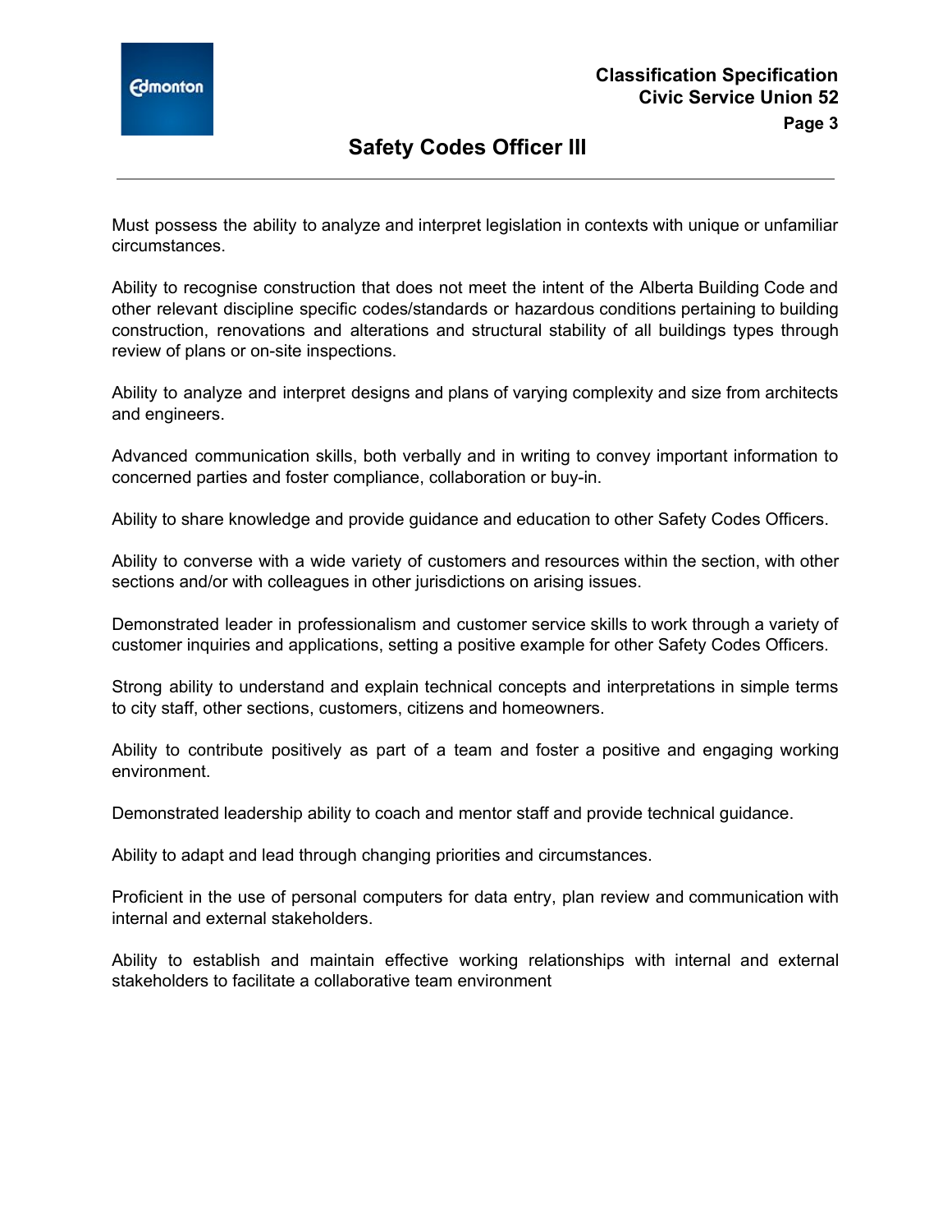Must possess the ability to analyze and interpret legislation in contexts with unique or unfamiliar circumstances.

Ability to recognise construction that does not meet the intent of the Alberta Building Code and other relevant discipline specific codes/standards or hazardous conditions pertaining to building construction, renovations and alterations and structural stability of all buildings types through review of plans or on-site inspections.

Ability to analyze and interpret designs and plans of varying complexity and size from architects and engineers.

Advanced communication skills, both verbally and in writing to convey important information to concerned parties and foster compliance, collaboration or buy-in.

Ability to share knowledge and provide guidance and education to other Safety Codes Officers.

Ability to converse with a wide variety of customers and resources within the section, with other sections and/or with colleagues in other jurisdictions on arising issues.

Demonstrated leader in professionalism and customer service skills to work through a variety of customer inquiries and applications, setting a positive example for other Safety Codes Officers.

Strong ability to understand and explain technical concepts and interpretations in simple terms to city staff, other sections, customers, citizens and homeowners.

Ability to contribute positively as part of a team and foster a positive and engaging working environment.

Demonstrated leadership ability to coach and mentor staff and provide technical guidance.

Ability to adapt and lead through changing priorities and circumstances.

Proficient in the use of personal computers for data entry, plan review and communication with internal and external stakeholders.

Ability to establish and maintain effective working relationships with internal and external stakeholders to facilitate a collaborative team environment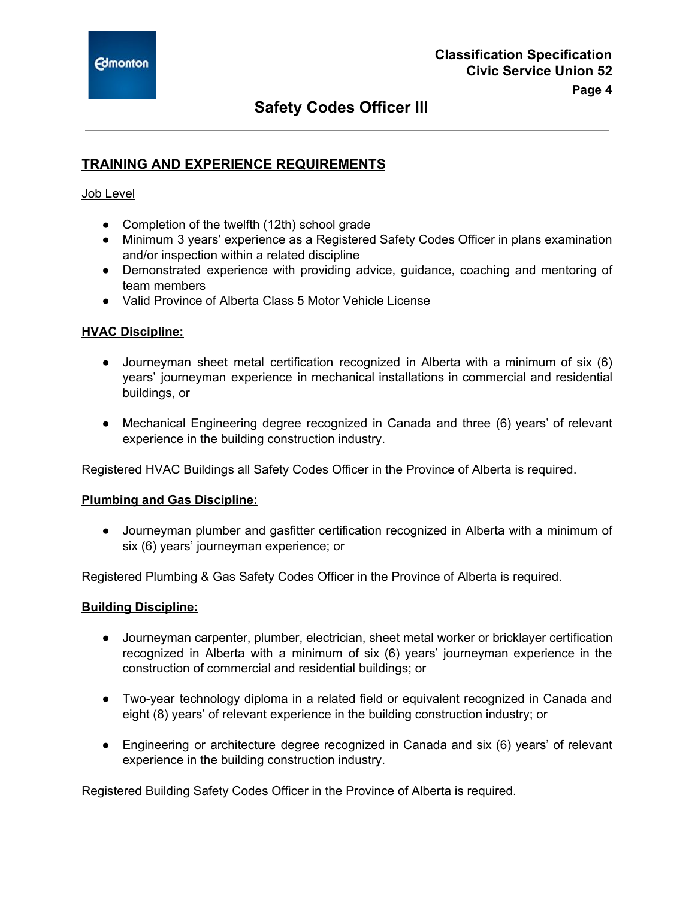## TRAINING AND EXPERIENCE REQUIREMENTS

Job Level

- Completion of the twelfth (12th) school grade
- Minimum 3 years' experience as a Registered Safety Codes Officer in plans examination and/or inspection within a related discipline
- Demonstrated experience with providing advice, guidance, coaching and mentoring of team members
- Valid Province of Alberta Class 5 Motor Vehicle License

**HVAC Discipline:**

- Journeyman sheet metal certification recognized in Alberta with a minimum of six (6) years' journeyman experience in mechanical installations in commercial and residential buildings, or

- Mechanical Engineering degree recognized in Canada and three (6) years' of relevant experience in the building construction industry.

Registered HVAC Buildings all Safety Codes Officer in the Province of Alberta is required.

**Plumbing and Gas Discipline:**

- Journeyman plumber and gasfitter certification recognized in Alberta with a minimum of six (6) years' journeyman experience; or

Registered Plumbing & Gas Safety Codes Officer in the Province of Alberta is required.

**Building Discipline:**

- Journeyman carpenter, plumber, electrician, sheet metal worker or bricklayer certification recognized in Alberta with a minimum of six (6) years' journeyman experience in the construction of commercial and residential buildings; or

- Two-year technology diploma in a related field or equivalent recognized in Canada and eight (8) years' of relevant experience in the building construction industry; or

- Engineering or architecture degree recognized in Canada and six (6) years' of relevant experience in the building construction industry.

Registered Building Safety Codes Officer in the Province of Alberta is required.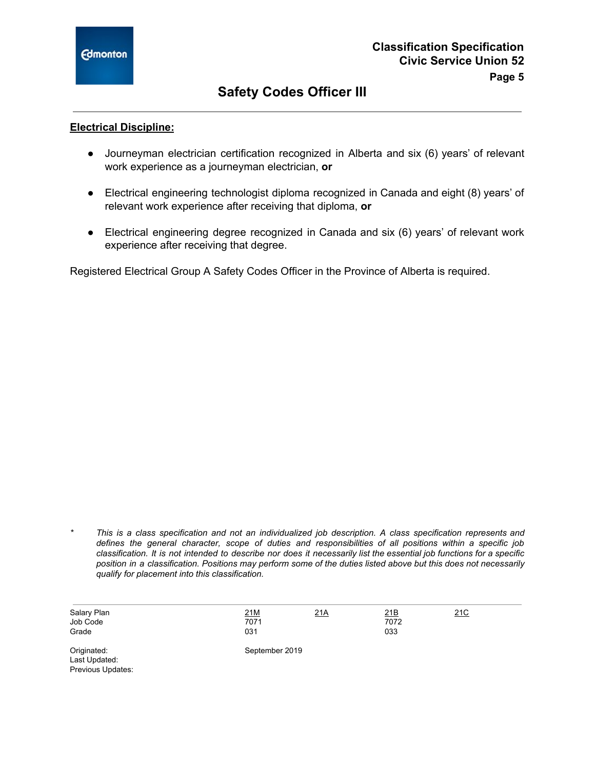**Electrical Discipline:**

- Journeyman electrician certification recognized in Alberta and six (6) years' of relevant work experience as a journeyman electrician, **or**
- Electrical engineering technologist diploma recognized in Canada and eight (8) years' of relevant work experience after receiving that diploma, **or**
- Electrical engineering degree recognized in Canada and six (6) years' of relevant work experience after receiving that degree.

Registered Electrical Group A Safety Codes Officer in the Province of Alberta is required.

\* *This is a class specification and not an individualized job description. A class specification represents and defines the general character, scope of duties and responsibilities of all positions within a specific job classification. It is not intended to describe nor does it necessarily list the essential job functions for a specific position in a classification. Positions may perform some of the duties listed above but this does not necessarily qualify for placement into this classification.*

| | | | | |
|---|---|---|---|---|
| Salary Plan | 21M | 21A | 21B | 21C |
| Job Code | 7071 | | 7072 | |
| Grade | 031 | | 033 | |

Originated: September 2019
Last Updated:
Previous Updates: